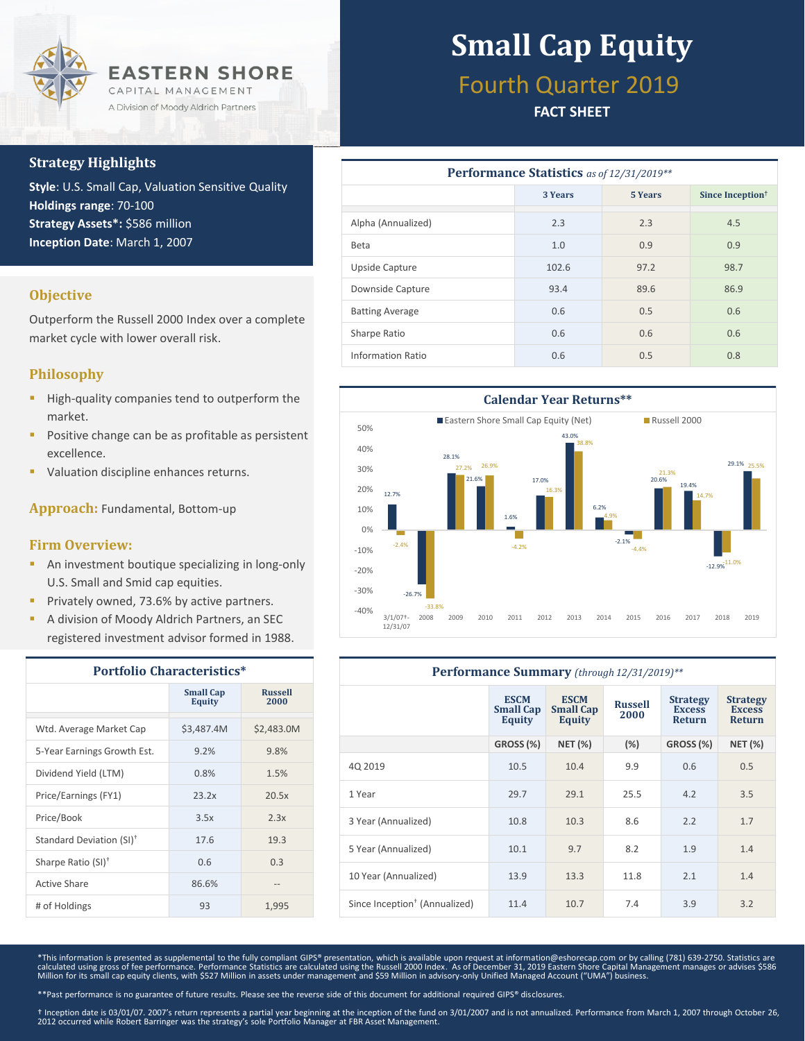EASTERN SHORE
CAPITAL MANAGEMENT
A Division of Moody Aldrich Partners

# Small Cap Equity

## Fourth Quarter 2019

**FACT SHEET**

### Strategy Highlights

**Style**: U.S. Small Cap, Valuation Sensitive Quality
**Holdings range**: 70-100
**Strategy Assets*:** $586 million
**Inception Date**: March 1, 2007

### Objective

Outperform the Russell 2000 Index over a complete market cycle with lower overall risk.

### Philosophy

- High-quality companies tend to outperform the market.
- Positive change can be as profitable as persistent excellence.
- Valuation discipline enhances returns.

**Approach:** Fundamental, Bottom-up

### Firm Overview:

- An investment boutique specializing in long-only U.S. Small and Smid cap equities.
- Privately owned, 73.6% by active partners.
- A division of Moody Aldrich Partners, an SEC registered investment advisor formed in 1988.

### Portfolio Characteristics*

| | Small Cap Equity | Russell 2000 |
|---|---|---|
| Wtd. Average Market Cap | $3,487.4M | $2,483.0M |
| 5-Year Earnings Growth Est. | 9.2% | 9.8% |
| Dividend Yield (LTM) | 0.8% | 1.5% |
| Price/Earnings (FY1) | 23.2x | 20.5x |
| Price/Book | 3.5x | 2.3x |
| Standard Deviation (SI)† | 17.6 | 19.3 |
| Sharpe Ratio (SI)† | 0.6 | 0.3 |
| Active Share | 86.6% | -- |
| # of Holdings | 93 | 1,995 |

### Performance Statistics *as of 12/31/2019***

| | 3 Years | 5 Years | Since Inception† |
|---|---|---|---|
| Alpha (Annualized) | 2.3 | 2.3 | 4.5 |
| Beta | 1.0 | 0.9 | 0.9 |
| Upside Capture | 102.6 | 97.2 | 98.7 |
| Downside Capture | 93.4 | 89.6 | 86.9 |
| Batting Average | 0.6 | 0.5 | 0.6 |
| Sharpe Ratio | 0.6 | 0.6 | 0.6 |
| Information Ratio | 0.6 | 0.5 | 0.8 |

### Calendar Year Returns**

| Year | Eastern Shore Small Cap Equity (Net) | Russell 2000 |
|---|---|---|
| 3/1/07†-12/31/07 | 12.7% | -2.4% |
| 2008 | -26.7% | -33.8% |
| 2009 | 28.1% | 27.2% |
| 2010 | 21.6% | 26.9% |
| 2011 | 1.6% | -4.2% |
| 2012 | 17.0% | 16.3% |
| 2013 | 43.0% | 38.8% |
| 2014 | 6.2% | 4.9% |
| 2015 | -2.1% | -4.4% |
| 2016 | 20.6% | 21.3% |
| 2017 | 19.4% | 14.7% |
| 2018 | -12.9% | -11.0% |
| 2019 | 29.1% | 25.5% |

### Performance Summary *(through 12/31/2019)***

| | ESCM Small Cap Equity | ESCM Small Cap Equity | Russell 2000 | Strategy Excess Return | Strategy Excess Return |
|---|---|---|---|---|---|
| | GROSS (%) | NET (%) | (%) | GROSS (%) | NET (%) |
| 4Q 2019 | 10.5 | 10.4 | 9.9 | 0.6 | 0.5 |
| 1 Year | 29.7 | 29.1 | 25.5 | 4.2 | 3.5 |
| 3 Year (Annualized) | 10.8 | 10.3 | 8.6 | 2.2 | 1.7 |
| 5 Year (Annualized) | 10.1 | 9.7 | 8.2 | 1.9 | 1.4 |
| 10 Year (Annualized) | 13.9 | 13.3 | 11.8 | 2.1 | 1.4 |
| Since Inception† (Annualized) | 11.4 | 10.7 | 7.4 | 3.9 | 3.2 |

*This information is presented as supplemental to the fully compliant GIPS® presentation, which is available upon request at information@eshorecap.com or by calling (781) 639-2750. Statistics are calculated using gross of fee performance. Performance Statistics are calculated using the Russell 2000 Index. As of December 31, 2019 Eastern Shore Capital Management manages or advises $586 Million for its small cap equity clients, with $527 Million in assets under management and $59 Million in advisory-only Unified Managed Account ("UMA") business.

**Past performance is no guarantee of future results. Please see the reverse side of this document for additional required GIPS® disclosures.

† Inception date is 03/01/07. 2007's return represents a partial year beginning at the inception of the fund on 3/01/2007 and is not annualized. Performance from March 1, 2007 through October 26, 2012 occurred while Robert Barringer was the strategy's sole Portfolio Manager at FBR Asset Management.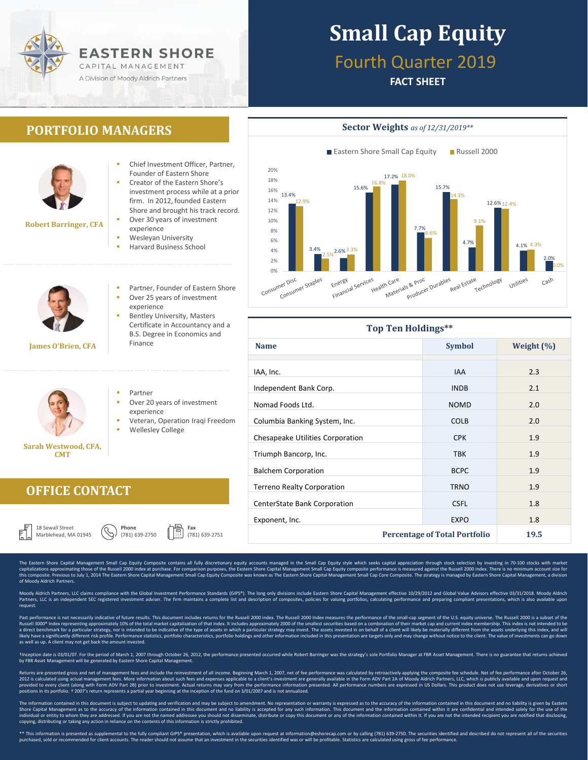EASTERN SHORE
CAPITAL MANAGEMENT
A Division of Moody Aldrich Partners

# Small Cap Equity

## Fourth Quarter 2019

**FACT SHEET**

## PORTFOLIO MANAGERS

**Robert Barringer, CFA**

- Chief Investment Officer, Partner, Founder of Eastern Shore
- Creator of the Eastern Shore's investment process while at a prior firm. In 2012, founded Eastern Shore and brought his track record.
- Over 30 years of investment experience
- Wesleyan University
- Harvard Business School

**James O'Brien, CFA**

- Partner, Founder of Eastern Shore
- Over 25 years of investment experience
- Bentley University, Masters Certificate in Accountancy and a B.S. Degree in Economics and Finance

**Sarah Westwood, CFA, CMT**

- Partner
- Over 20 years of investment experience
- Veteran, Operation Iraqi Freedom
- Wellesley College

## OFFICE CONTACT

18 Sewall Street
Marblehead, MA 01945

Phone
(781) 639-2750

Fax
(781) 639-2751

### Sector Weights *as of 12/31/2019\*\**

Eastern Shore Small Cap Equity
Russell 2000

20%
18%
16%
14%
12%
10%
8%
6%
4%
2%
0%

Consumer Disc 13.4% 12.9%
Consumer Staples 3.4% 2.5%
Energy 2.6% 3.3%
Financial Services 15.6% 16.8%
Health Care 17.2% 18.0%
Materials & Proc 7.7% 6.6%
Producer Durables 15.7% 14.3%
Real Estate 4.7% 9.1%
Technology 12.6% 12.4%
Utilities 4.1% 4.3%
Cash 2.0% 0.0%

### Top Ten Holdings**

| Name | Symbol | Weight (%) |
|---|---|---|
| IAA, Inc. | IAA | 2.3 |
| Independent Bank Corp. | INDB | 2.1 |
| Nomad Foods Ltd. | NOMD | 2.0 |
| Columbia Banking System, Inc. | COLB | 2.0 |
| Chesapeake Utilities Corporation | CPK | 1.9 |
| Triumph Bancorp, Inc. | TBK | 1.9 |
| Balchem Corporation | BCPC | 1.9 |
| Terreno Realty Corporation | TRNO | 1.9 |
| CenterState Bank Corporation | CSFL | 1.8 |
| Exponent, Inc. | EXPO | 1.8 |
| **Percentage of Total Portfolio** | | **19.5** |

The Eastern Shore Capital Management Small Cap Equity Composite contains all fully discretionary equity accounts managed in the Small Cap Equity style which seeks capital appreciation through stock selection by investing in 70-100 stocks with market capitalizations approximating those of the Russell 2000 index at purchase. For comparison purposes, the Eastern Shore Small Cap Equity composite performance is measured against the Russell 2000 index. There is no minimum account size for this composite. Previous to July 1, 2014 The Eastern Shore Capital Management Small Cap Equity Composite was known as The Eastern Shore Capital Management Small Cap Core Composite. The strategy is managed by Eastern Shore Capital Management, a division of Moody Aldrich Partners.

Moody Aldrich Partners, LLC claims compliance with the Global Investment Performance Standards (GIPS®). The long only divisions include Eastern Shore Capital Management effective 10/29/2012 and Global Value Advisors effective 03/31/2018. Moody Aldrich Partners, LLC is an independent SEC registered investment adviser. The firm maintains a complete list and description of composites, policies for valuing portfolios, calculating performance and preparing compliant presentations, which is also available upon request.

Past performance is not necessarily indicative of future results. This document includes returns for the Russell 2000 index. The Russell 2000 Index measures the performance of the small-cap segment of the U.S. equity universe. The Russell 2000 is a subset of the Russell 3000® Index representing approximately 10% of the total market capitalization of that index. It includes approximately 2000 of the smallest securities based on a combination of their market cap and current index membership. This index is not intended to be a direct benchmark for a particular strategy, nor is intended to be indicative of the type of assets in which a particular strategy may invest. The assets invested in on behalf of a client will likely be materially different from the assets underlying this index, and will likely have a significantly different risk profile. Performance statistics, portfolio characteristics, portfolio holdings and other information included in this presentation are targets only and may change without notice to the client. The value of investments can go down as well as up. A client may not get back the amount invested.

†Inception date is 03/01/07. For the period of March 1, 2007 through October 26, 2012, the performance presented occurred while Robert Barringer was the strategy's sole Portfolio Manager at FBR Asset Management. There is no guarantee that returns achieved by FBR Asset Management will be generated by Eastern Shore Capital Management.

Returns are presented gross and net of management fees and include the reinvestment of all income. Beginning March 1, 2007, net of fee performance was calculated by retroactively applying the composite fee schedule. Net of fee performance after October 26, 2012 is calculated using actual management fees. More information about such fees and expenses applicable to a client's investment are generally available in the Form ADV Part 2A of Moody Aldrich Partners, LLC, which is publicly available and upon request and provided to every client (along with Form ADV Part 2B) prior to investment. Actual returns may vary from the performance information presented. All performance numbers are expressed in US Dollars. This product does not use leverage, derivatives or short positions in its portfolio. † 2007's return represents a partial year beginning at the inception of the fund on 3/01/2007 and is not annualized.

The information contained in this document is subject to updating and verification and may be subject to amendment. No representation or warranty is expressed as to the accuracy of the information contained in this document and no liability is given by Eastern Shore Capital Management as to the accuracy of the information contained in this document and no liability is accepted for any such information. This document and the information contained within it are confidential and intended solely for the use of the individual or entity to whom they are addressed. If you are not the named addressee you should not disseminate, distribute or copy this document or any of the information contained within it. If you are not the intended recipient you are notified that disclosing, copying, distributing or taking any action in reliance on the contents of this information is strictly prohibited.

\*\* This information is presented as supplemental to the fully compliant GIPS® presentation, which is available upon request at information@eshorecap.com or by calling (781) 639-2750. The securities identified and described do not represent all of the securities purchased, sold or recommended for client accounts. The reader should not assume that an investment in the securities identified was or will be profitable. Statistics are calculated using gross of fee performance.